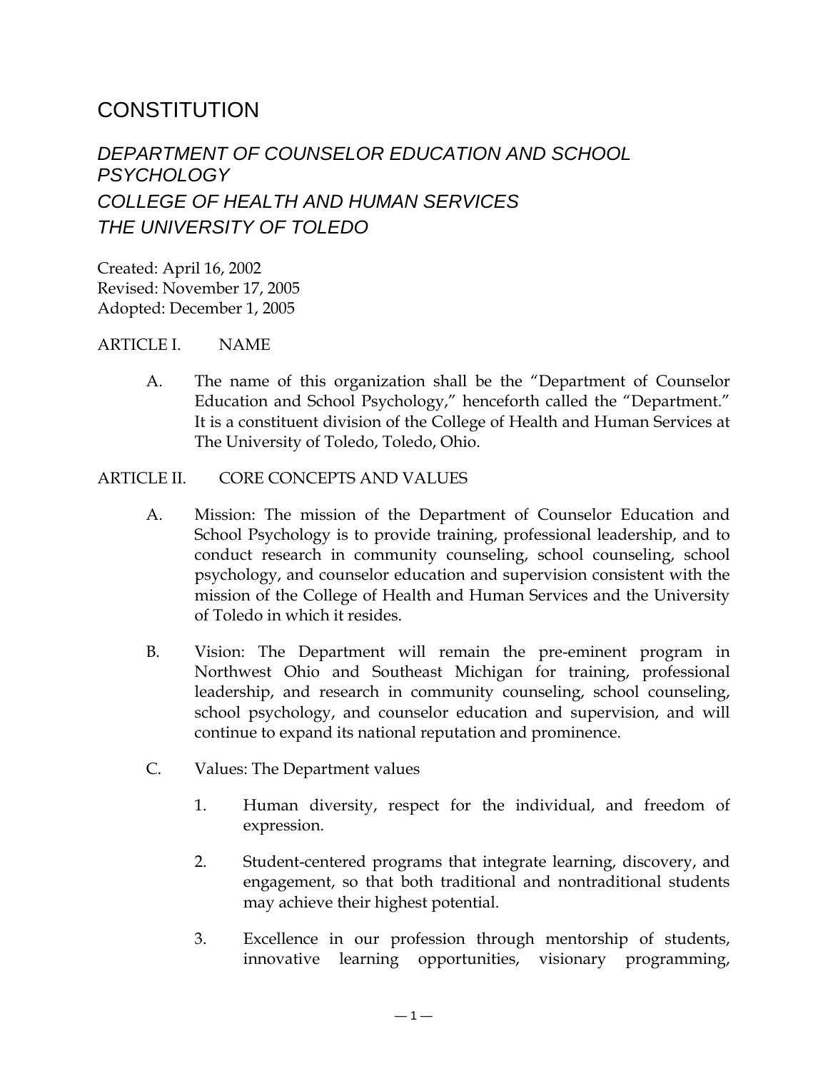# CONSTITUTION

## *DEPARTMENT OF COUNSELOR EDUCATION AND SCHOOL PSYCHOLOGY*
## *COLLEGE OF HEALTH AND HUMAN SERVICES*
## *THE UNIVERSITY OF TOLEDO*

Created: April 16, 2002
Revised: November 17, 2005
Adopted: December 1, 2005

ARTICLE I. NAME

A. The name of this organization shall be the "Department of Counselor Education and School Psychology," henceforth called the "Department." It is a constituent division of the College of Health and Human Services at The University of Toledo, Toledo, Ohio.

ARTICLE II. CORE CONCEPTS AND VALUES

A. Mission: The mission of the Department of Counselor Education and School Psychology is to provide training, professional leadership, and to conduct research in community counseling, school counseling, school psychology, and counselor education and supervision consistent with the mission of the College of Health and Human Services and the University of Toledo in which it resides.

B. Vision: The Department will remain the pre-eminent program in Northwest Ohio and Southeast Michigan for training, professional leadership, and research in community counseling, school counseling, school psychology, and counselor education and supervision, and will continue to expand its national reputation and prominence.

C. Values: The Department values

1. Human diversity, respect for the individual, and freedom of expression.

2. Student-centered programs that integrate learning, discovery, and engagement, so that both traditional and nontraditional students may achieve their highest potential.

3. Excellence in our profession through mentorship of students, innovative learning opportunities, visionary programming,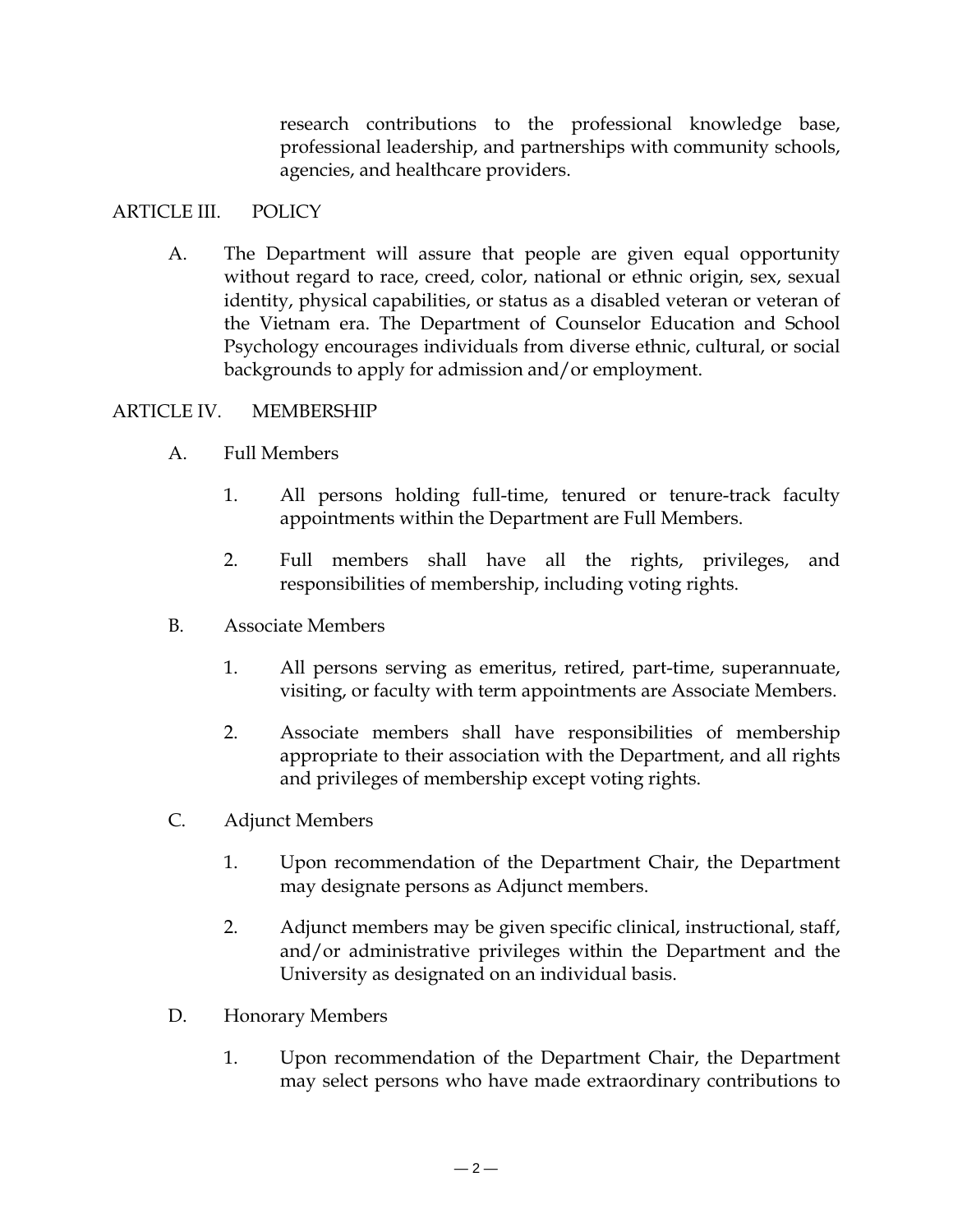research contributions to the professional knowledge base, professional leadership, and partnerships with community schools, agencies, and healthcare providers.

## ARTICLE III. POLICY

A. The Department will assure that people are given equal opportunity without regard to race, creed, color, national or ethnic origin, sex, sexual identity, physical capabilities, or status as a disabled veteran or veteran of the Vietnam era. The Department of Counselor Education and School Psychology encourages individuals from diverse ethnic, cultural, or social backgrounds to apply for admission and/or employment.

## ARTICLE IV. MEMBERSHIP

A. Full Members

1. All persons holding full-time, tenured or tenure-track faculty appointments within the Department are Full Members.

2. Full members shall have all the rights, privileges, and responsibilities of membership, including voting rights.

B. Associate Members

1. All persons serving as emeritus, retired, part-time, superannuate, visiting, or faculty with term appointments are Associate Members.

2. Associate members shall have responsibilities of membership appropriate to their association with the Department, and all rights and privileges of membership except voting rights.

C. Adjunct Members

1. Upon recommendation of the Department Chair, the Department may designate persons as Adjunct members.

2. Adjunct members may be given specific clinical, instructional, staff, and/or administrative privileges within the Department and the University as designated on an individual basis.

D. Honorary Members

1. Upon recommendation of the Department Chair, the Department may select persons who have made extraordinary contributions to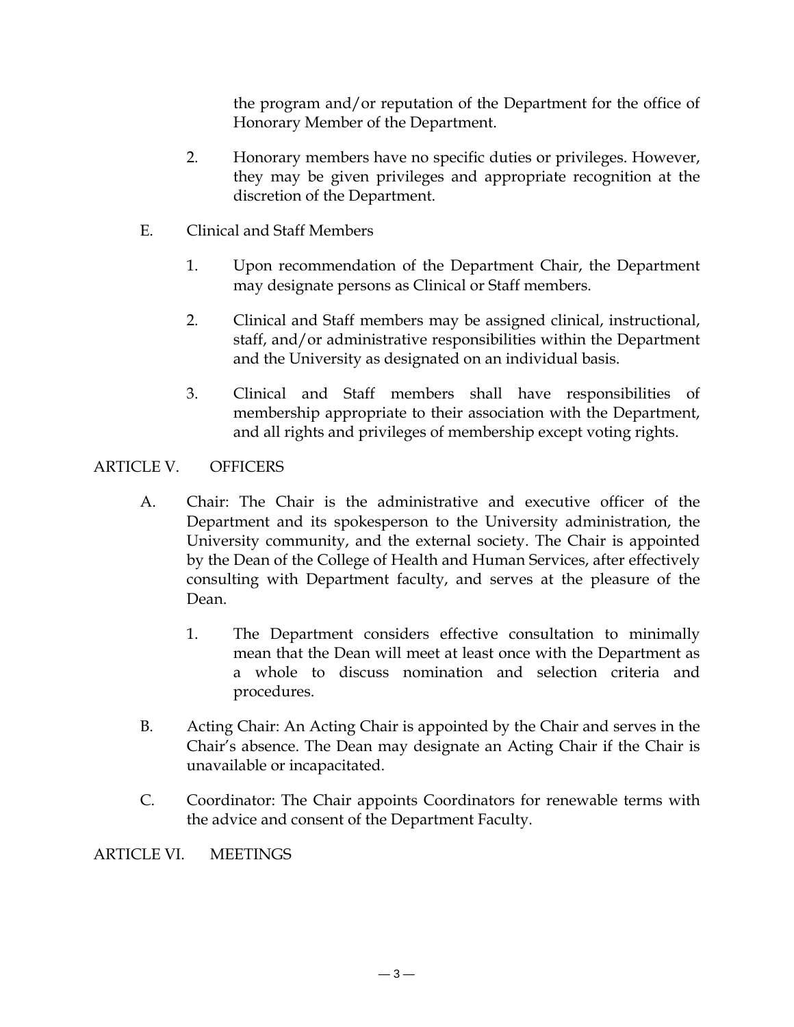the program and/or reputation of the Department for the office of Honorary Member of the Department.

2. Honorary members have no specific duties or privileges. However, they may be given privileges and appropriate recognition at the discretion of the Department.

E. Clinical and Staff Members

1. Upon recommendation of the Department Chair, the Department may designate persons as Clinical or Staff members.

2. Clinical and Staff members may be assigned clinical, instructional, staff, and/or administrative responsibilities within the Department and the University as designated on an individual basis.

3. Clinical and Staff members shall have responsibilities of membership appropriate to their association with the Department, and all rights and privileges of membership except voting rights.

## ARTICLE V. OFFICERS

A. Chair: The Chair is the administrative and executive officer of the Department and its spokesperson to the University administration, the University community, and the external society. The Chair is appointed by the Dean of the College of Health and Human Services, after effectively consulting with Department faculty, and serves at the pleasure of the Dean.

1. The Department considers effective consultation to minimally mean that the Dean will meet at least once with the Department as a whole to discuss nomination and selection criteria and procedures.

B. Acting Chair: An Acting Chair is appointed by the Chair and serves in the Chair's absence. The Dean may designate an Acting Chair if the Chair is unavailable or incapacitated.

C. Coordinator: The Chair appoints Coordinators for renewable terms with the advice and consent of the Department Faculty.

## ARTICLE VI. MEETINGS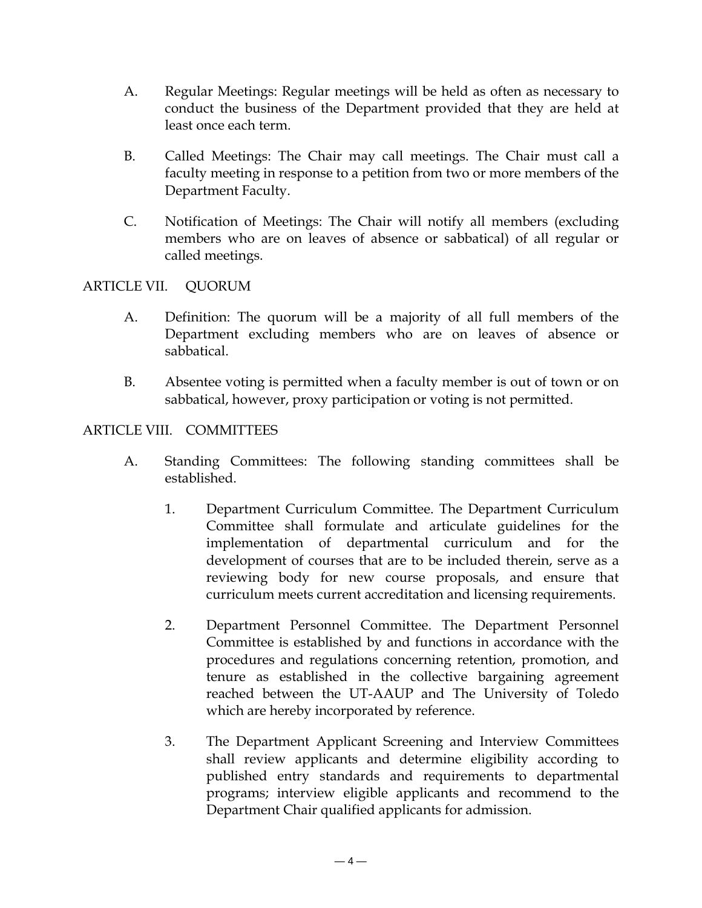A. Regular Meetings: Regular meetings will be held as often as necessary to conduct the business of the Department provided that they are held at least once each term.

B. Called Meetings: The Chair may call meetings. The Chair must call a faculty meeting in response to a petition from two or more members of the Department Faculty.

C. Notification of Meetings: The Chair will notify all members (excluding members who are on leaves of absence or sabbatical) of all regular or called meetings.

## ARTICLE VII. QUORUM

A. Definition: The quorum will be a majority of all full members of the Department excluding members who are on leaves of absence or sabbatical.

B. Absentee voting is permitted when a faculty member is out of town or on sabbatical, however, proxy participation or voting is not permitted.

## ARTICLE VIII. COMMITTEES

A. Standing Committees: The following standing committees shall be established.

1. Department Curriculum Committee. The Department Curriculum Committee shall formulate and articulate guidelines for the implementation of departmental curriculum and for the development of courses that are to be included therein, serve as a reviewing body for new course proposals, and ensure that curriculum meets current accreditation and licensing requirements.

2. Department Personnel Committee. The Department Personnel Committee is established by and functions in accordance with the procedures and regulations concerning retention, promotion, and tenure as established in the collective bargaining agreement reached between the UT-AAUP and The University of Toledo which are hereby incorporated by reference.

3. The Department Applicant Screening and Interview Committees shall review applicants and determine eligibility according to published entry standards and requirements to departmental programs; interview eligible applicants and recommend to the Department Chair qualified applicants for admission.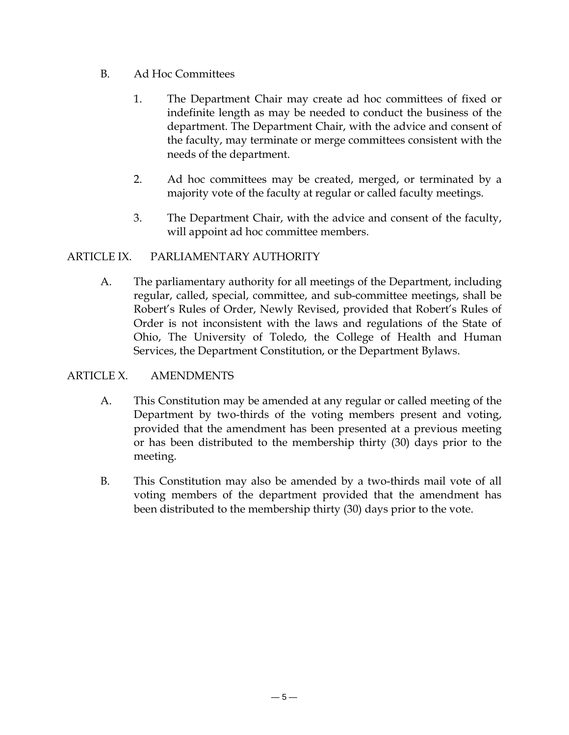B. Ad Hoc Committees

1. The Department Chair may create ad hoc committees of fixed or indefinite length as may be needed to conduct the business of the department. The Department Chair, with the advice and consent of the faculty, may terminate or merge committees consistent with the needs of the department.

2. Ad hoc committees may be created, merged, or terminated by a majority vote of the faculty at regular or called faculty meetings.

3. The Department Chair, with the advice and consent of the faculty, will appoint ad hoc committee members.

## ARTICLE IX. PARLIAMENTARY AUTHORITY

A. The parliamentary authority for all meetings of the Department, including regular, called, special, committee, and sub-committee meetings, shall be Robert's Rules of Order, Newly Revised, provided that Robert's Rules of Order is not inconsistent with the laws and regulations of the State of Ohio, The University of Toledo, the College of Health and Human Services, the Department Constitution, or the Department Bylaws.

## ARTICLE X. AMENDMENTS

A. This Constitution may be amended at any regular or called meeting of the Department by two-thirds of the voting members present and voting, provided that the amendment has been presented at a previous meeting or has been distributed to the membership thirty (30) days prior to the meeting.

B. This Constitution may also be amended by a two-thirds mail vote of all voting members of the department provided that the amendment has been distributed to the membership thirty (30) days prior to the vote.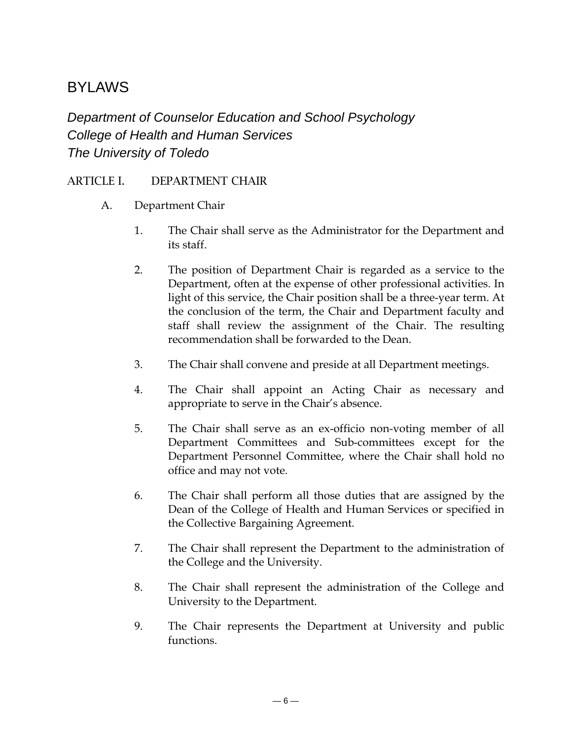# BYLAWS

*Department of Counselor Education and School Psychology*
*College of Health and Human Services*
*The University of Toledo*

## ARTICLE I. DEPARTMENT CHAIR

### A. Department Chair

1. The Chair shall serve as the Administrator for the Department and its staff.

2. The position of Department Chair is regarded as a service to the Department, often at the expense of other professional activities. In light of this service, the Chair position shall be a three-year term. At the conclusion of the term, the Chair and Department faculty and staff shall review the assignment of the Chair. The resulting recommendation shall be forwarded to the Dean.

3. The Chair shall convene and preside at all Department meetings.

4. The Chair shall appoint an Acting Chair as necessary and appropriate to serve in the Chair's absence.

5. The Chair shall serve as an ex-officio non-voting member of all Department Committees and Sub-committees except for the Department Personnel Committee, where the Chair shall hold no office and may not vote.

6. The Chair shall perform all those duties that are assigned by the Dean of the College of Health and Human Services or specified in the Collective Bargaining Agreement.

7. The Chair shall represent the Department to the administration of the College and the University.

8. The Chair shall represent the administration of the College and University to the Department.

9. The Chair represents the Department at University and public functions.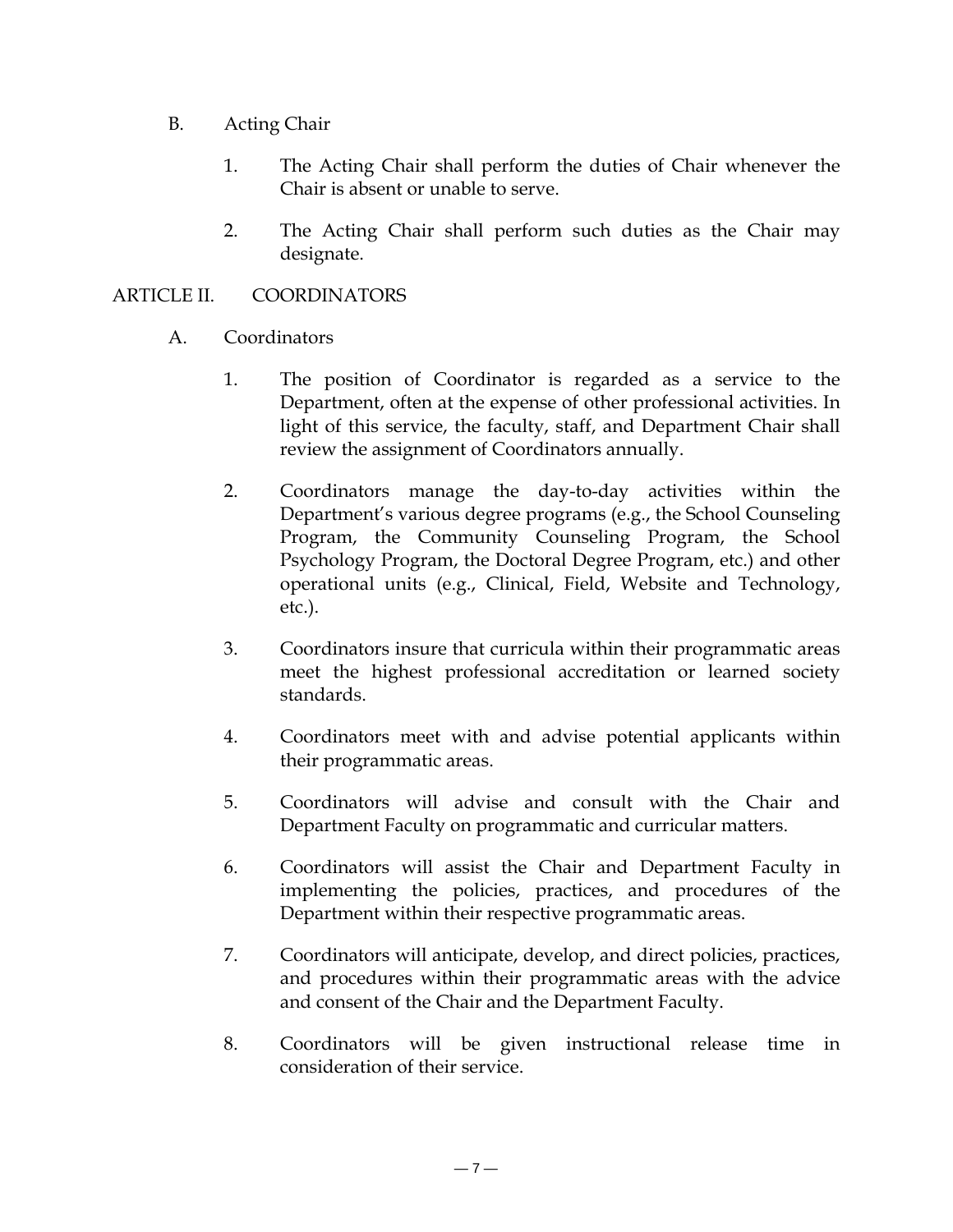B. Acting Chair

1. The Acting Chair shall perform the duties of Chair whenever the Chair is absent or unable to serve.

2. The Acting Chair shall perform such duties as the Chair may designate.

ARTICLE II. COORDINATORS

A. Coordinators

1. The position of Coordinator is regarded as a service to the Department, often at the expense of other professional activities. In light of this service, the faculty, staff, and Department Chair shall review the assignment of Coordinators annually.

2. Coordinators manage the day-to-day activities within the Department's various degree programs (e.g., the School Counseling Program, the Community Counseling Program, the School Psychology Program, the Doctoral Degree Program, etc.) and other operational units (e.g., Clinical, Field, Website and Technology, etc.).

3. Coordinators insure that curricula within their programmatic areas meet the highest professional accreditation or learned society standards.

4. Coordinators meet with and advise potential applicants within their programmatic areas.

5. Coordinators will advise and consult with the Chair and Department Faculty on programmatic and curricular matters.

6. Coordinators will assist the Chair and Department Faculty in implementing the policies, practices, and procedures of the Department within their respective programmatic areas.

7. Coordinators will anticipate, develop, and direct policies, practices, and procedures within their programmatic areas with the advice and consent of the Chair and the Department Faculty.

8. Coordinators will be given instructional release time in consideration of their service.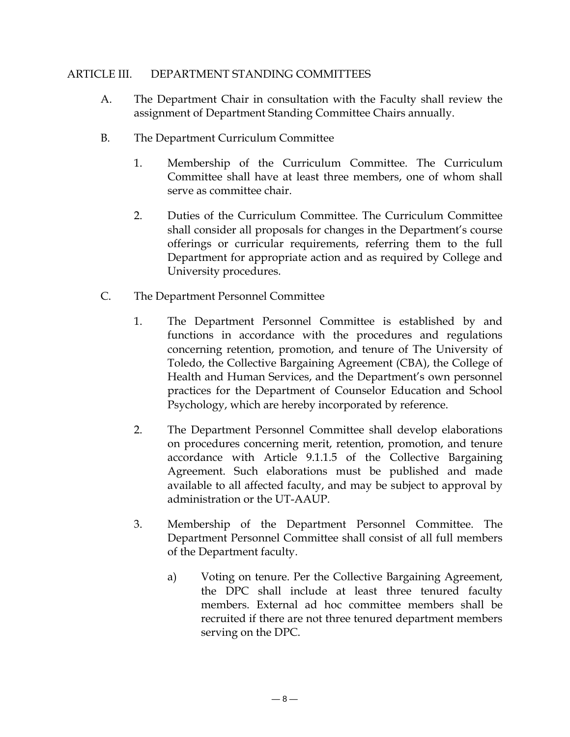## ARTICLE III. DEPARTMENT STANDING COMMITTEES

A. The Department Chair in consultation with the Faculty shall review the assignment of Department Standing Committee Chairs annually.

B. The Department Curriculum Committee

1. Membership of the Curriculum Committee. The Curriculum Committee shall have at least three members, one of whom shall serve as committee chair.

2. Duties of the Curriculum Committee. The Curriculum Committee shall consider all proposals for changes in the Department's course offerings or curricular requirements, referring them to the full Department for appropriate action and as required by College and University procedures.

C. The Department Personnel Committee

1. The Department Personnel Committee is established by and functions in accordance with the procedures and regulations concerning retention, promotion, and tenure of The University of Toledo, the Collective Bargaining Agreement (CBA), the College of Health and Human Services, and the Department's own personnel practices for the Department of Counselor Education and School Psychology, which are hereby incorporated by reference.

2. The Department Personnel Committee shall develop elaborations on procedures concerning merit, retention, promotion, and tenure accordance with Article 9.1.1.5 of the Collective Bargaining Agreement. Such elaborations must be published and made available to all affected faculty, and may be subject to approval by administration or the UT-AAUP.

3. Membership of the Department Personnel Committee. The Department Personnel Committee shall consist of all full members of the Department faculty.

   a) Voting on tenure. Per the Collective Bargaining Agreement, the DPC shall include at least three tenured faculty members. External ad hoc committee members shall be recruited if there are not three tenured department members serving on the DPC.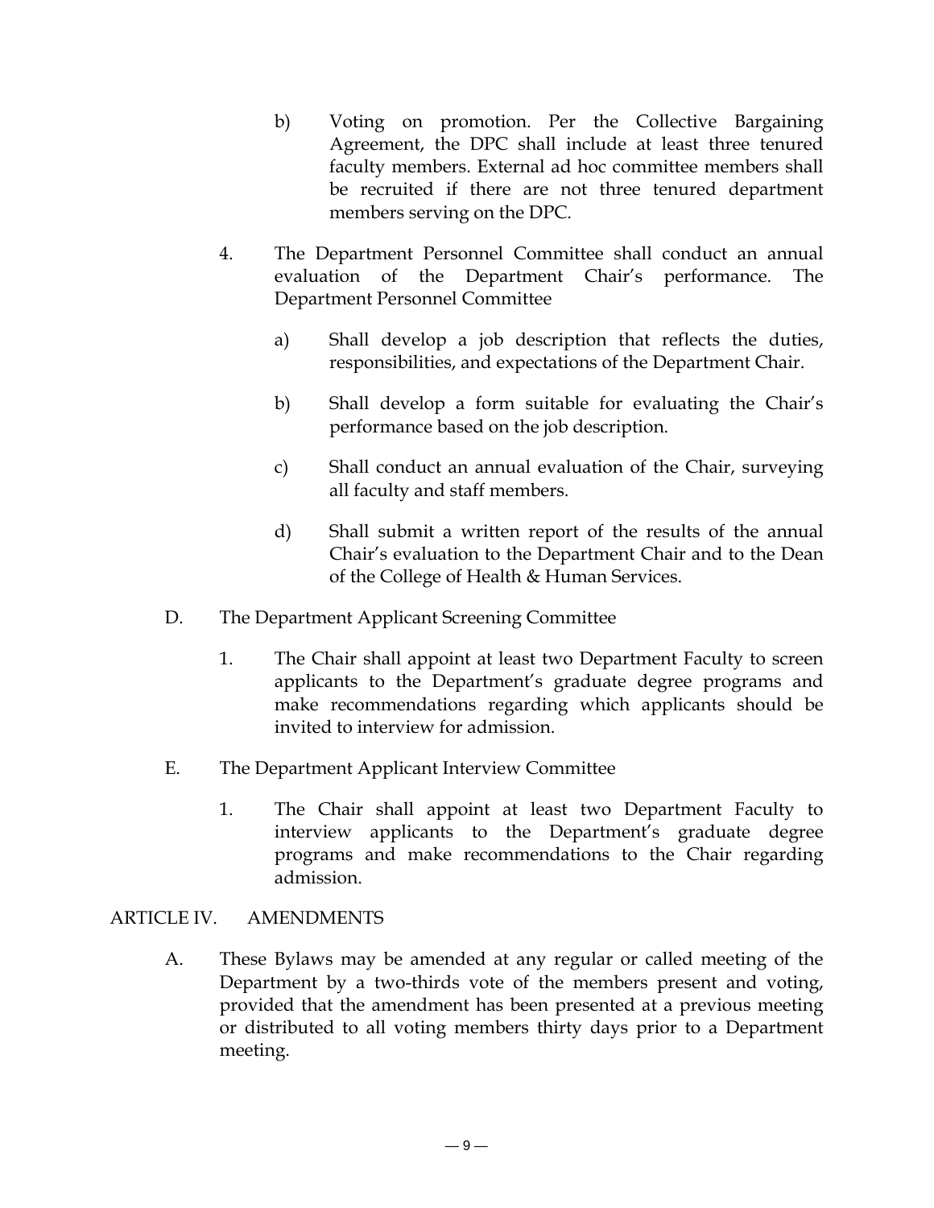b) Voting on promotion. Per the Collective Bargaining Agreement, the DPC shall include at least three tenured faculty members. External ad hoc committee members shall be recruited if there are not three tenured department members serving on the DPC.

4. The Department Personnel Committee shall conduct an annual evaluation of the Department Chair's performance. The Department Personnel Committee

   a) Shall develop a job description that reflects the duties, responsibilities, and expectations of the Department Chair.

   b) Shall develop a form suitable for evaluating the Chair's performance based on the job description.

   c) Shall conduct an annual evaluation of the Chair, surveying all faculty and staff members.

   d) Shall submit a written report of the results of the annual Chair's evaluation to the Department Chair and to the Dean of the College of Health & Human Services.

D. The Department Applicant Screening Committee

   1. The Chair shall appoint at least two Department Faculty to screen applicants to the Department's graduate degree programs and make recommendations regarding which applicants should be invited to interview for admission.

E. The Department Applicant Interview Committee

   1. The Chair shall appoint at least two Department Faculty to interview applicants to the Department's graduate degree programs and make recommendations to the Chair regarding admission.

## ARTICLE IV. AMENDMENTS

A. These Bylaws may be amended at any regular or called meeting of the Department by a two-thirds vote of the members present and voting, provided that the amendment has been presented at a previous meeting or distributed to all voting members thirty days prior to a Department meeting.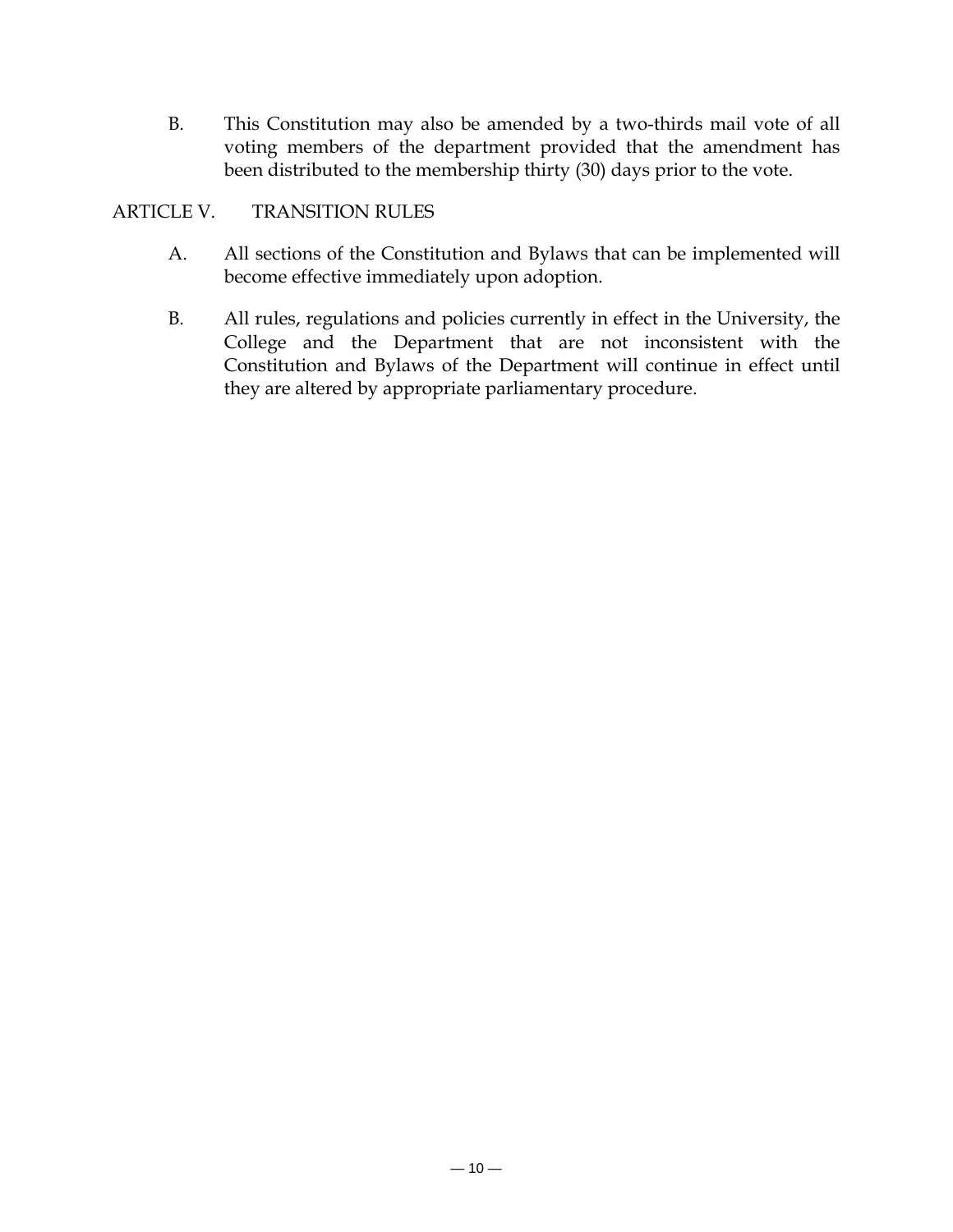B. This Constitution may also be amended by a two-thirds mail vote of all voting members of the department provided that the amendment has been distributed to the membership thirty (30) days prior to the vote.

## ARTICLE V. TRANSITION RULES

A. All sections of the Constitution and Bylaws that can be implemented will become effective immediately upon adoption.

B. All rules, regulations and policies currently in effect in the University, the College and the Department that are not inconsistent with the Constitution and Bylaws of the Department will continue in effect until they are altered by appropriate parliamentary procedure.